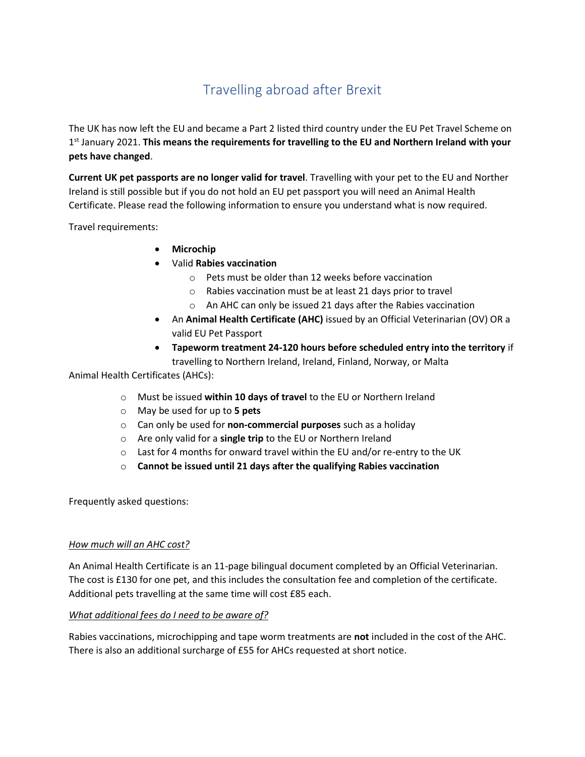# Travelling abroad after Brexit

The UK has now left the EU and became a Part 2 listed third country under the EU Pet Travel Scheme on 1st January 2021. **This means the requirements for travelling to the EU and Northern Ireland with your pets have changed**.

**Current UK pet passports are no longer valid for travel**. Travelling with your pet to the EU and Norther Ireland is still possible but if you do not hold an EU pet passport you will need an Animal Health Certificate. Please read the following information to ensure you understand what is now required.

Travel requirements:

- **Microchip**
- Valid **Rabies vaccination**
  - Pets must be older than 12 weeks before vaccination
  - Rabies vaccination must be at least 21 days prior to travel
  - An AHC can only be issued 21 days after the Rabies vaccination
- An **Animal Health Certificate (AHC)** issued by an Official Veterinarian (OV) OR a valid EU Pet Passport
- **Tapeworm treatment 24-120 hours before scheduled entry into the territory** if travelling to Northern Ireland, Ireland, Finland, Norway, or Malta

Animal Health Certificates (AHCs):

- Must be issued **within 10 days of travel** to the EU or Northern Ireland
- May be used for up to **5 pets**
- Can only be used for **non-commercial purposes** such as a holiday
- Are only valid for a **single trip** to the EU or Northern Ireland
- Last for 4 months for onward travel within the EU and/or re-entry to the UK
- **Cannot be issued until 21 days after the qualifying Rabies vaccination**

Frequently asked questions:

*How much will an AHC cost?*

An Animal Health Certificate is an 11-page bilingual document completed by an Official Veterinarian. The cost is £130 for one pet, and this includes the consultation fee and completion of the certificate. Additional pets travelling at the same time will cost £85 each.

*What additional fees do I need to be aware of?*

Rabies vaccinations, microchipping and tape worm treatments are **not** included in the cost of the AHC. There is also an additional surcharge of £55 for AHCs requested at short notice.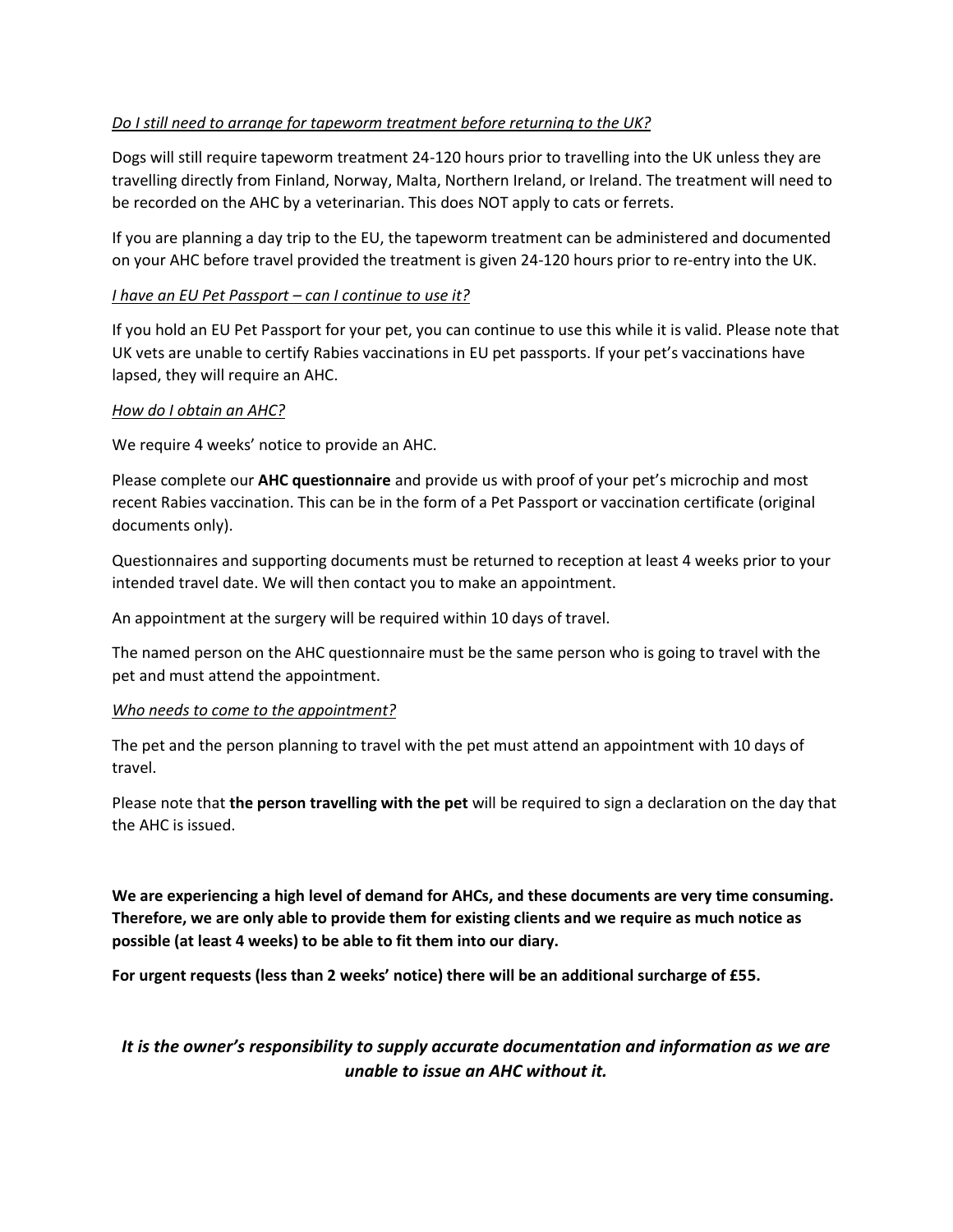*Do I still need to arrange for tapeworm treatment before returning to the UK?*

Dogs will still require tapeworm treatment 24-120 hours prior to travelling into the UK unless they are travelling directly from Finland, Norway, Malta, Northern Ireland, or Ireland. The treatment will need to be recorded on the AHC by a veterinarian. This does NOT apply to cats or ferrets.

If you are planning a day trip to the EU, the tapeworm treatment can be administered and documented on your AHC before travel provided the treatment is given 24-120 hours prior to re-entry into the UK.

*I have an EU Pet Passport – can I continue to use it?*

If you hold an EU Pet Passport for your pet, you can continue to use this while it is valid. Please note that UK vets are unable to certify Rabies vaccinations in EU pet passports. If your pet's vaccinations have lapsed, they will require an AHC.

*How do I obtain an AHC?*

We require 4 weeks' notice to provide an AHC.

Please complete our **AHC questionnaire** and provide us with proof of your pet's microchip and most recent Rabies vaccination. This can be in the form of a Pet Passport or vaccination certificate (original documents only).

Questionnaires and supporting documents must be returned to reception at least 4 weeks prior to your intended travel date. We will then contact you to make an appointment.

An appointment at the surgery will be required within 10 days of travel.

The named person on the AHC questionnaire must be the same person who is going to travel with the pet and must attend the appointment.

*Who needs to come to the appointment?*

The pet and the person planning to travel with the pet must attend an appointment with 10 days of travel.

Please note that **the person travelling with the pet** will be required to sign a declaration on the day that the AHC is issued.

**We are experiencing a high level of demand for AHCs, and these documents are very time consuming. Therefore, we are only able to provide them for existing clients and we require as much notice as possible (at least 4 weeks) to be able to fit them into our diary.**

**For urgent requests (less than 2 weeks' notice) there will be an additional surcharge of £55.**

***It is the owner's responsibility to supply accurate documentation and information as we are unable to issue an AHC without it.***